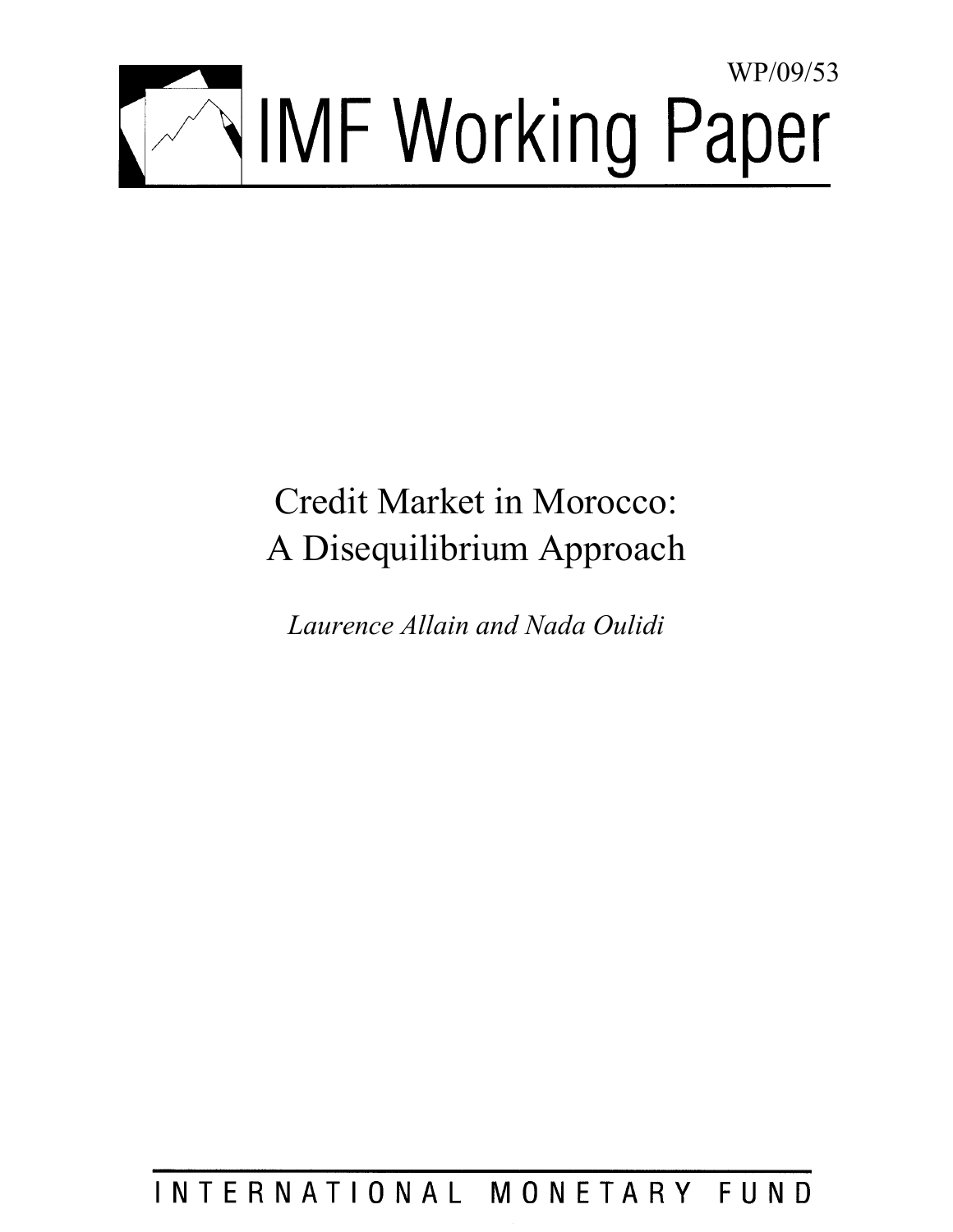WP/09/53

# IMF Working Paper

# Credit Market in Morocco: A Disequilibrium Approach

*Laurence Allain and Nada Oulidi*

INTERNATIONAL MONETARY FUND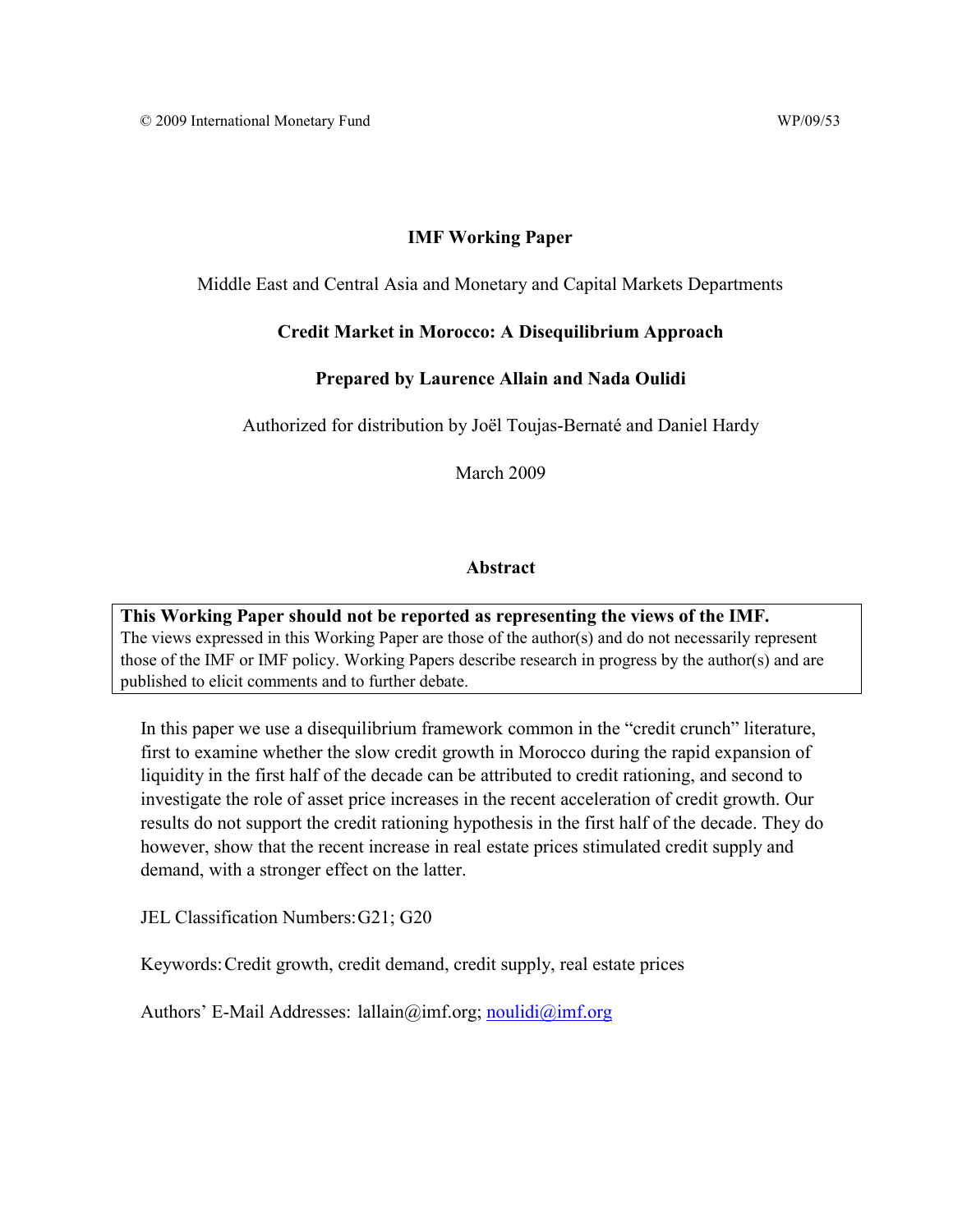© 2009 International Monetary Fund WP/09/53

**IMF Working Paper**

Middle East and Central Asia and Monetary and Capital Markets Departments

**Credit Market in Morocco: A Disequilibrium Approach**

**Prepared by Laurence Allain and Nada Oulidi**

Authorized for distribution by Joël Toujas-Bernaté and Daniel Hardy

March 2009

**Abstract**

**This Working Paper should not be reported as representing the views of the IMF.**
The views expressed in this Working Paper are those of the author(s) and do not necessarily represent those of the IMF or IMF policy. Working Papers describe research in progress by the author(s) and are published to elicit comments and to further debate.

In this paper we use a disequilibrium framework common in the "credit crunch" literature, first to examine whether the slow credit growth in Morocco during the rapid expansion of liquidity in the first half of the decade can be attributed to credit rationing, and second to investigate the role of asset price increases in the recent acceleration of credit growth. Our results do not support the credit rationing hypothesis in the first half of the decade. They do however, show that the recent increase in real estate prices stimulated credit supply and demand, with a stronger effect on the latter.

JEL Classification Numbers: G21; G20

Keywords: Credit growth, credit demand, credit supply, real estate prices

Authors' E-Mail Addresses: lallain@imf.org; noulidi@imf.org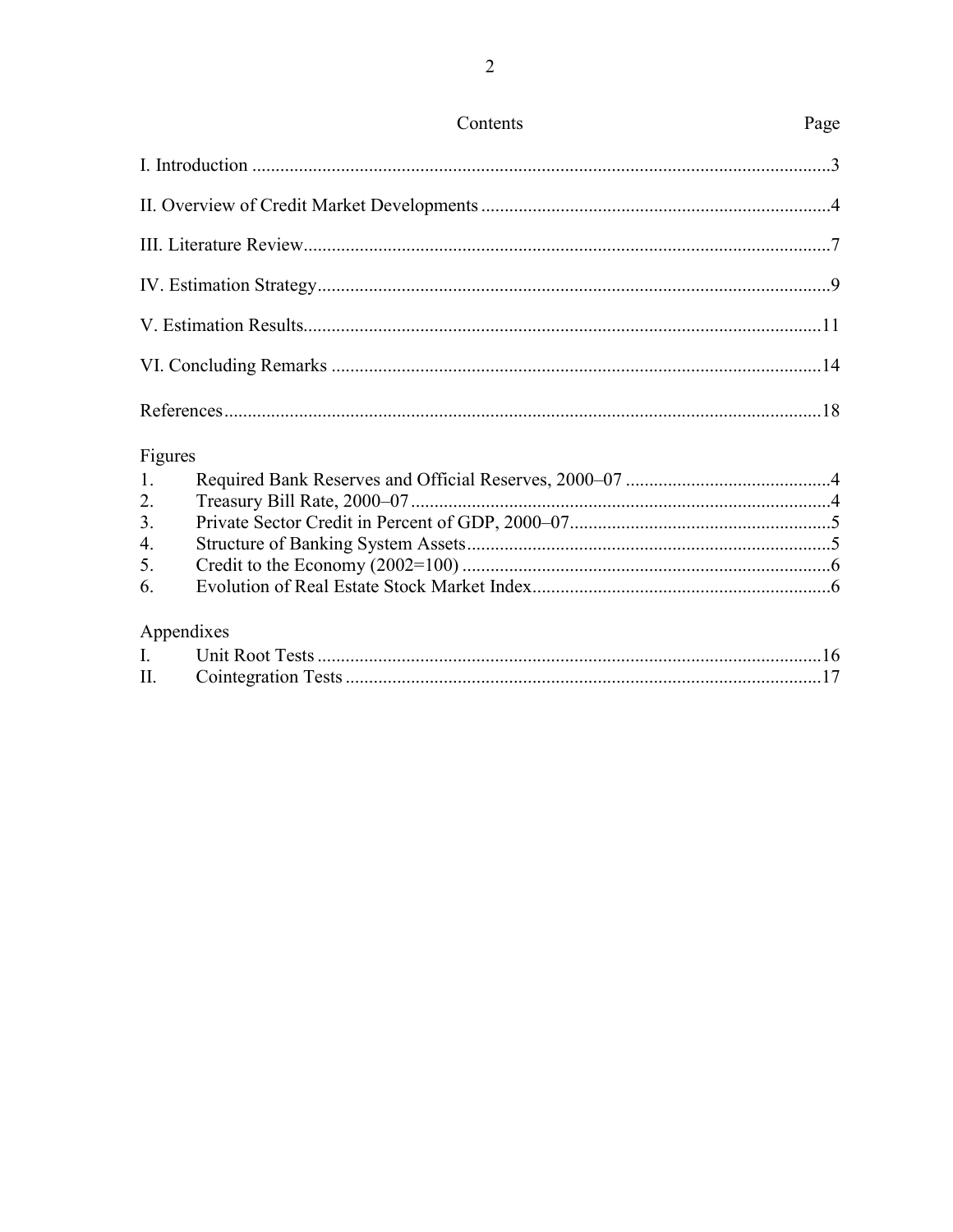## Contents

| | Page |
|---|---|
| I. Introduction | 3 |
| II. Overview of Credit Market Developments | 4 |
| III. Literature Review | 7 |
| IV. Estimation Strategy | 9 |
| V. Estimation Results | 11 |
| VI. Concluding Remarks | 14 |
| References | 18 |

Figures

| | | |
|---|---|---|
| 1. | Required Bank Reserves and Official Reserves, 2000–07 | 4 |
| 2. | Treasury Bill Rate, 2000–07 | 4 |
| 3. | Private Sector Credit in Percent of GDP, 2000–07 | 5 |
| 4. | Structure of Banking System Assets | 5 |
| 5. | Credit to the Economy (2002=100) | 6 |
| 6. | Evolution of Real Estate Stock Market Index | 6 |

Appendixes

| | | |
|---|---|---|
| I. | Unit Root Tests | 16 |
| II. | Cointegration Tests | 17 |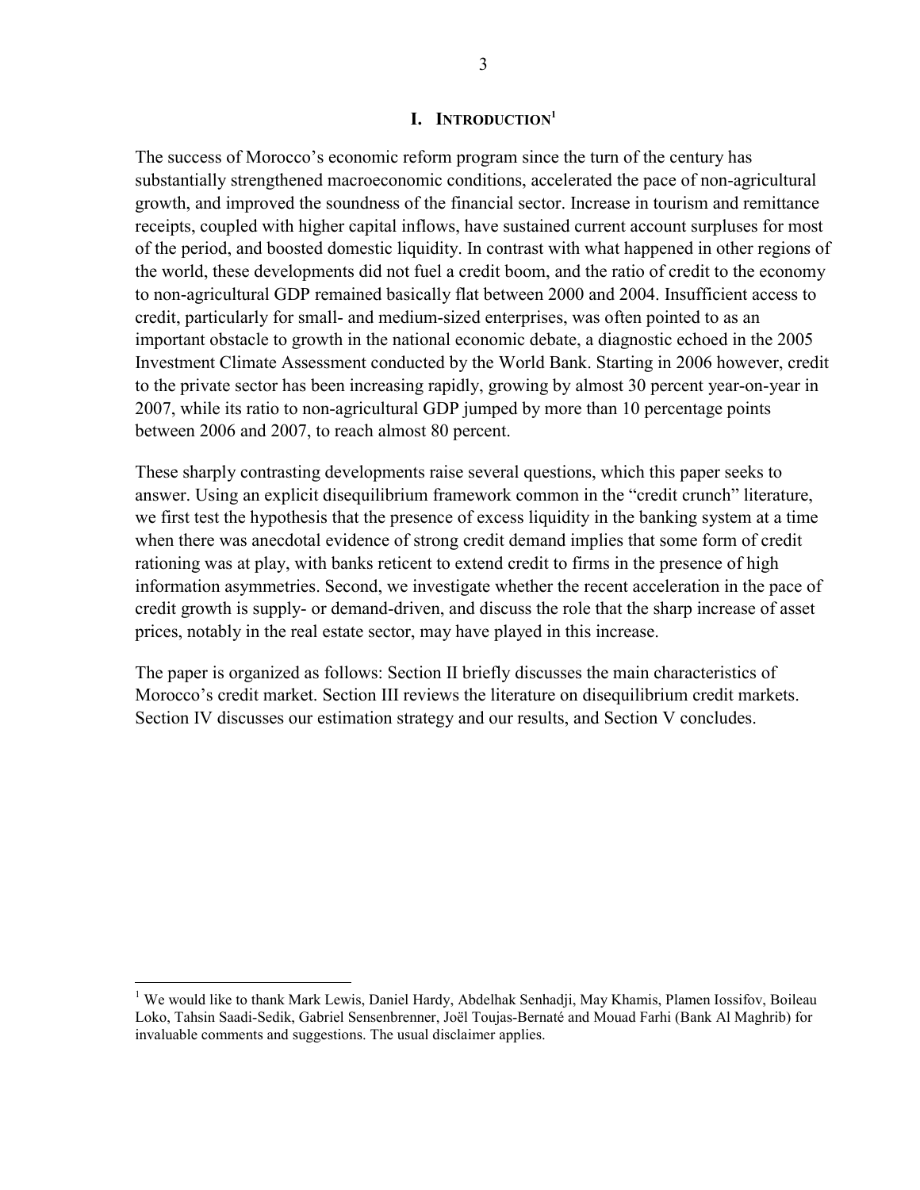# I. INTRODUCTION[1]

The success of Morocco's economic reform program since the turn of the century has substantially strengthened macroeconomic conditions, accelerated the pace of non-agricultural growth, and improved the soundness of the financial sector. Increase in tourism and remittance receipts, coupled with higher capital inflows, have sustained current account surpluses for most of the period, and boosted domestic liquidity. In contrast with what happened in other regions of the world, these developments did not fuel a credit boom, and the ratio of credit to the economy to non-agricultural GDP remained basically flat between 2000 and 2004. Insufficient access to credit, particularly for small- and medium-sized enterprises, was often pointed to as an important obstacle to growth in the national economic debate, a diagnostic echoed in the 2005 Investment Climate Assessment conducted by the World Bank. Starting in 2006 however, credit to the private sector has been increasing rapidly, growing by almost 30 percent year-on-year in 2007, while its ratio to non-agricultural GDP jumped by more than 10 percentage points between 2006 and 2007, to reach almost 80 percent.

These sharply contrasting developments raise several questions, which this paper seeks to answer. Using an explicit disequilibrium framework common in the "credit crunch" literature, we first test the hypothesis that the presence of excess liquidity in the banking system at a time when there was anecdotal evidence of strong credit demand implies that some form of credit rationing was at play, with banks reticent to extend credit to firms in the presence of high information asymmetries. Second, we investigate whether the recent acceleration in the pace of credit growth is supply- or demand-driven, and discuss the role that the sharp increase of asset prices, notably in the real estate sector, may have played in this increase.

The paper is organized as follows: Section II briefly discusses the main characteristics of Morocco's credit market. Section III reviews the literature on disequilibrium credit markets. Section IV discusses our estimation strategy and our results, and Section V concludes.

---

[1] We would like to thank Mark Lewis, Daniel Hardy, Abdelhak Senhadji, May Khamis, Plamen Iossifov, Boileau Loko, Tahsin Saadi-Sedik, Gabriel Sensenbrenner, Joël Toujas-Bernaté and Mouad Farhi (Bank Al Maghrib) for invaluable comments and suggestions. The usual disclaimer applies.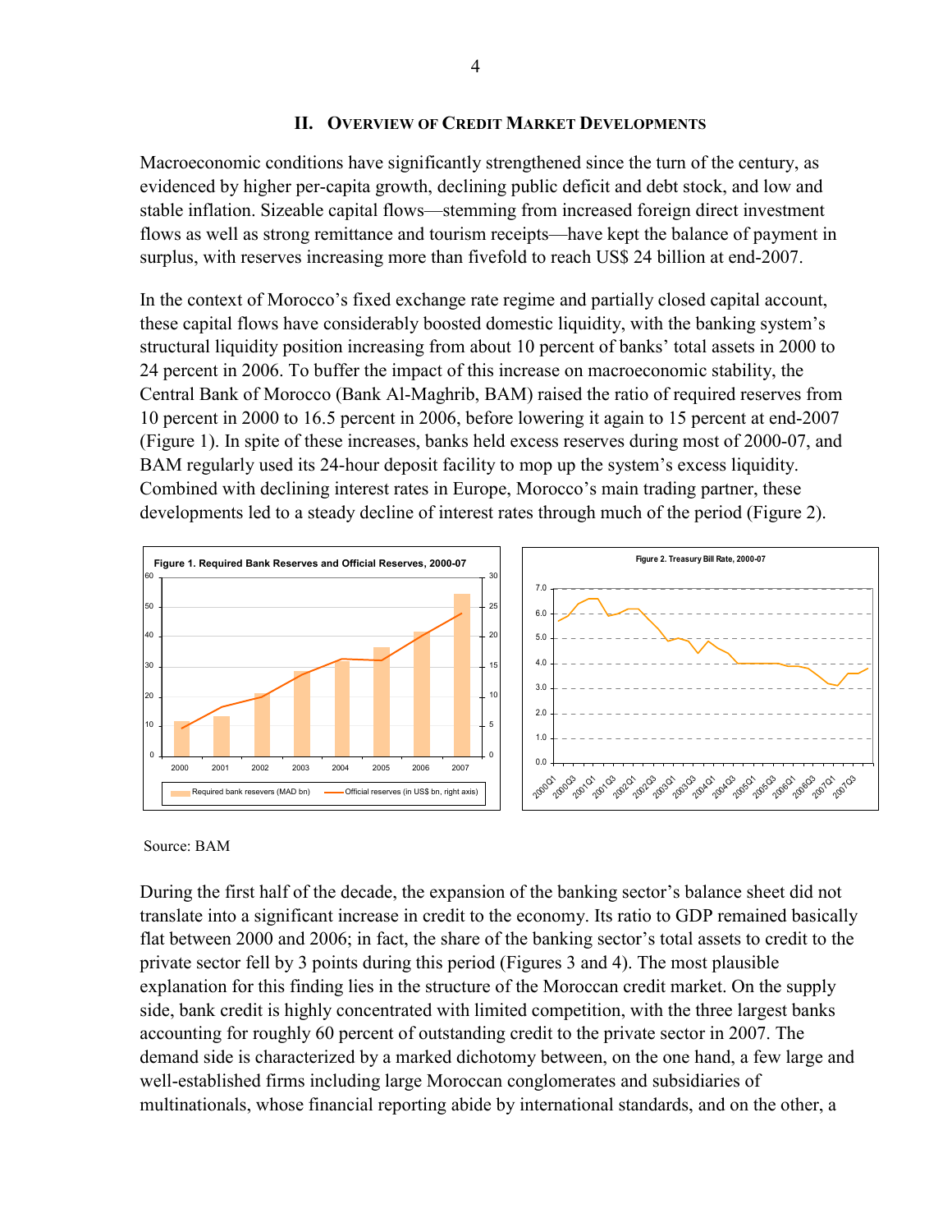## II. Overview of Credit Market Developments

Macroeconomic conditions have significantly strengthened since the turn of the century, as evidenced by higher per-capita growth, declining public deficit and debt stock, and low and stable inflation. Sizeable capital flows—stemming from increased foreign direct investment flows as well as strong remittance and tourism receipts—have kept the balance of payment in surplus, with reserves increasing more than fivefold to reach US$ 24 billion at end-2007.

In the context of Morocco's fixed exchange rate regime and partially closed capital account, these capital flows have considerably boosted domestic liquidity, with the banking system's structural liquidity position increasing from about 10 percent of banks' total assets in 2000 to 24 percent in 2006. To buffer the impact of this increase on macroeconomic stability, the Central Bank of Morocco (Bank Al-Maghrib, BAM) raised the ratio of required reserves from 10 percent in 2000 to 16.5 percent in 2006, before lowering it again to 15 percent at end-2007 (Figure 1). In spite of these increases, banks held excess reserves during most of 2000-07, and BAM regularly used its 24-hour deposit facility to mop up the system's excess liquidity. Combined with declining interest rates in Europe, Morocco's main trading partner, these developments led to a steady decline of interest rates through much of the period (Figure 2).

**Figure 1. Required Bank Reserves and Official Reserves, 2000-07**

**Figure 2. Treasury Bill Rate, 2000-07**

Source: BAM

During the first half of the decade, the expansion of the banking sector's balance sheet did not translate into a significant increase in credit to the economy. Its ratio to GDP remained basically flat between 2000 and 2006; in fact, the share of the banking sector's total assets to credit to the private sector fell by 3 points during this period (Figures 3 and 4). The most plausible explanation for this finding lies in the structure of the Moroccan credit market. On the supply side, bank credit is highly concentrated with limited competition, with the three largest banks accounting for roughly 60 percent of outstanding credit to the private sector in 2007. The demand side is characterized by a marked dichotomy between, on the one hand, a few large and well-established firms including large Moroccan conglomerates and subsidiaries of multinationals, whose financial reporting abide by international standards, and on the other, a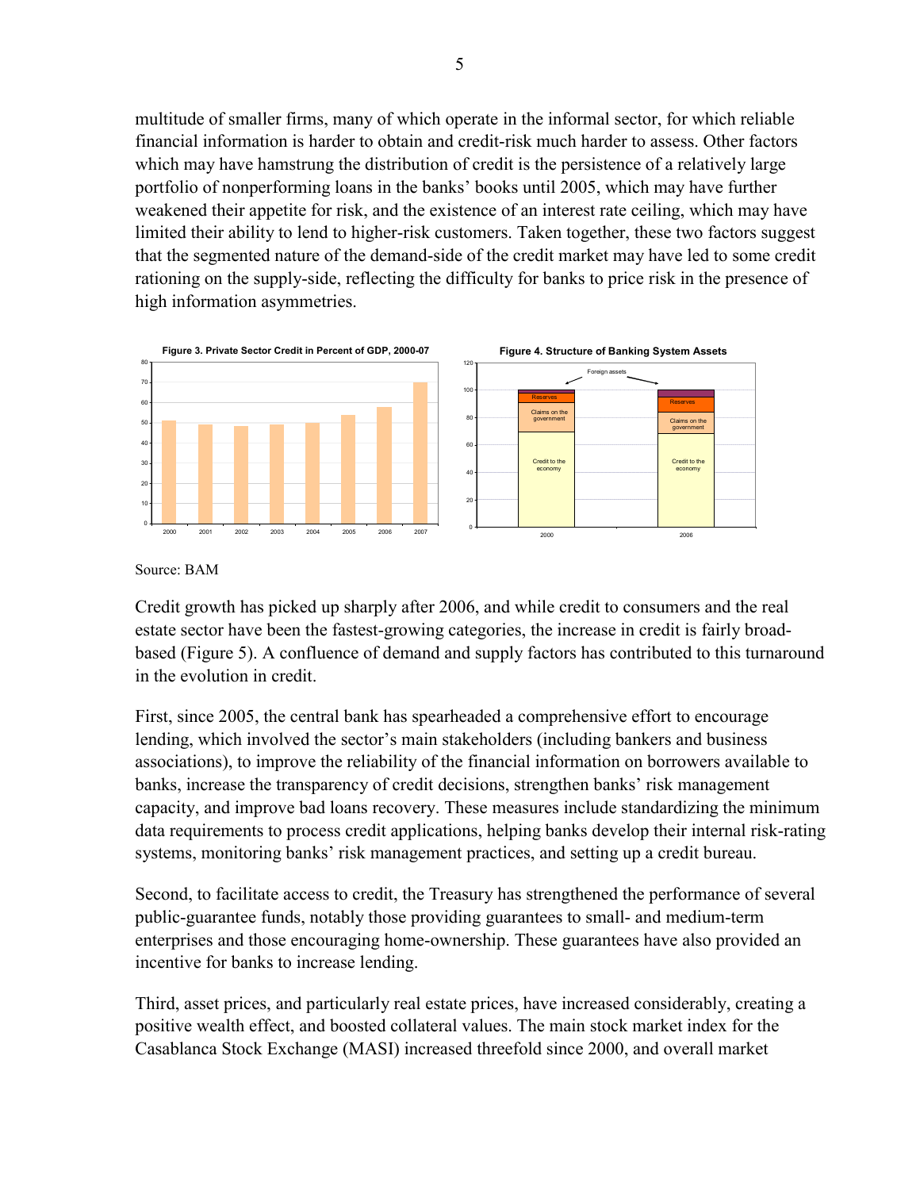multitude of smaller firms, many of which operate in the informal sector, for which reliable financial information is harder to obtain and credit-risk much harder to assess. Other factors which may have hamstrung the distribution of credit is the persistence of a relatively large portfolio of nonperforming loans in the banks' books until 2005, which may have further weakened their appetite for risk, and the existence of an interest rate ceiling, which may have limited their ability to lend to higher-risk customers. Taken together, these two factors suggest that the segmented nature of the demand-side of the credit market may have led to some credit rationing on the supply-side, reflecting the difficulty for banks to price risk in the presence of high information asymmetries.

**Figure 3. Private Sector Credit in Percent of GDP, 2000-07**

**Figure 4. Structure of Banking System Assets**

Source: BAM

Credit growth has picked up sharply after 2006, and while credit to consumers and the real estate sector have been the fastest-growing categories, the increase in credit is fairly broad-based (Figure 5). A confluence of demand and supply factors has contributed to this turnaround in the evolution in credit.

First, since 2005, the central bank has spearheaded a comprehensive effort to encourage lending, which involved the sector's main stakeholders (including bankers and business associations), to improve the reliability of the financial information on borrowers available to banks, increase the transparency of credit decisions, strengthen banks' risk management capacity, and improve bad loans recovery. These measures include standardizing the minimum data requirements to process credit applications, helping banks develop their internal risk-rating systems, monitoring banks' risk management practices, and setting up a credit bureau.

Second, to facilitate access to credit, the Treasury has strengthened the performance of several public-guarantee funds, notably those providing guarantees to small- and medium-term enterprises and those encouraging home-ownership. These guarantees have also provided an incentive for banks to increase lending.

Third, asset prices, and particularly real estate prices, have increased considerably, creating a positive wealth effect, and boosted collateral values. The main stock market index for the Casablanca Stock Exchange (MASI) increased threefold since 2000, and overall market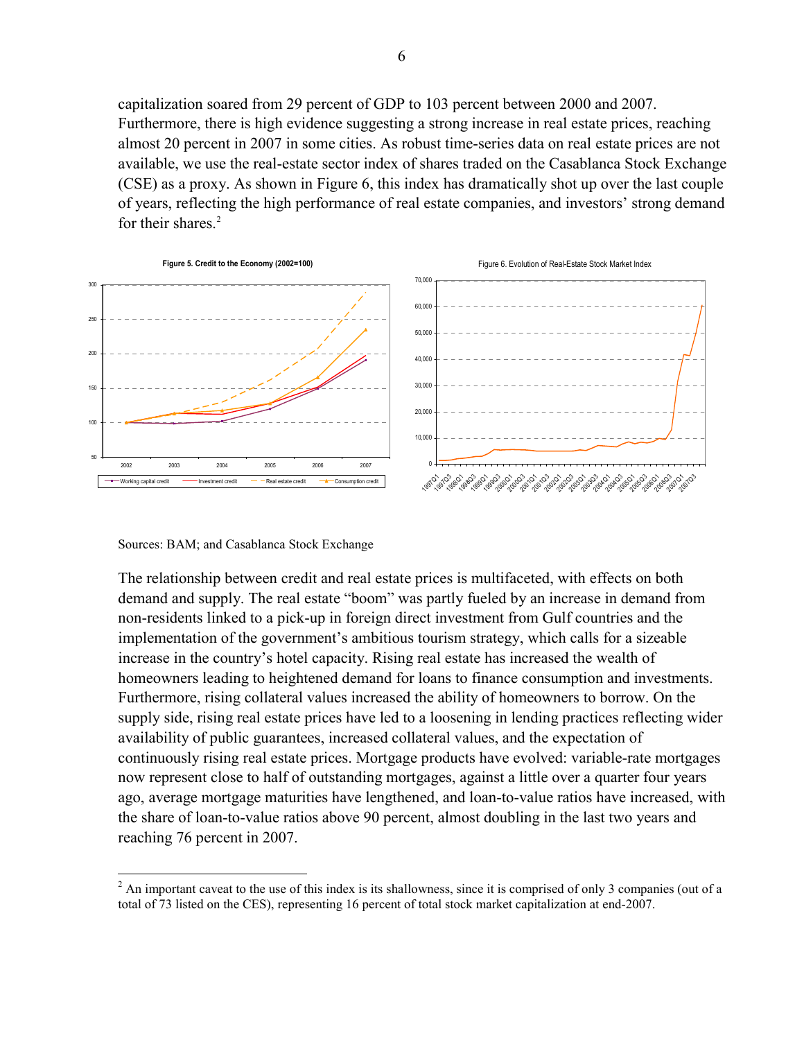capitalization soared from 29 percent of GDP to 103 percent between 2000 and 2007. Furthermore, there is high evidence suggesting a strong increase in real estate prices, reaching almost 20 percent in 2007 in some cities. As robust time-series data on real estate prices are not available, we use the real-estate sector index of shares traded on the Casablanca Stock Exchange (CSE) as a proxy. As shown in Figure 6, this index has dramatically shot up over the last couple of years, reflecting the high performance of real estate companies, and investors' strong demand for their shares.[2]

**Figure 5. Credit to the Economy (2002=100)**

Figure 6. Evolution of Real-Estate Stock Market Index

Sources: BAM; and Casablanca Stock Exchange

The relationship between credit and real estate prices is multifaceted, with effects on both demand and supply. The real estate "boom" was partly fueled by an increase in demand from non-residents linked to a pick-up in foreign direct investment from Gulf countries and the implementation of the government's ambitious tourism strategy, which calls for a sizeable increase in the country's hotel capacity. Rising real estate has increased the wealth of homeowners leading to heightened demand for loans to finance consumption and investments. Furthermore, rising collateral values increased the ability of homeowners to borrow. On the supply side, rising real estate prices have led to a loosening in lending practices reflecting wider availability of public guarantees, increased collateral values, and the expectation of continuously rising real estate prices. Mortgage products have evolved: variable-rate mortgages now represent close to half of outstanding mortgages, against a little over a quarter four years ago, average mortgage maturities have lengthened, and loan-to-value ratios have increased, with the share of loan-to-value ratios above 90 percent, almost doubling in the last two years and reaching 76 percent in 2007.

---

[2] An important caveat to the use of this index is its shallowness, since it is comprised of only 3 companies (out of a total of 73 listed on the CES), representing 16 percent of total stock market capitalization at end-2007.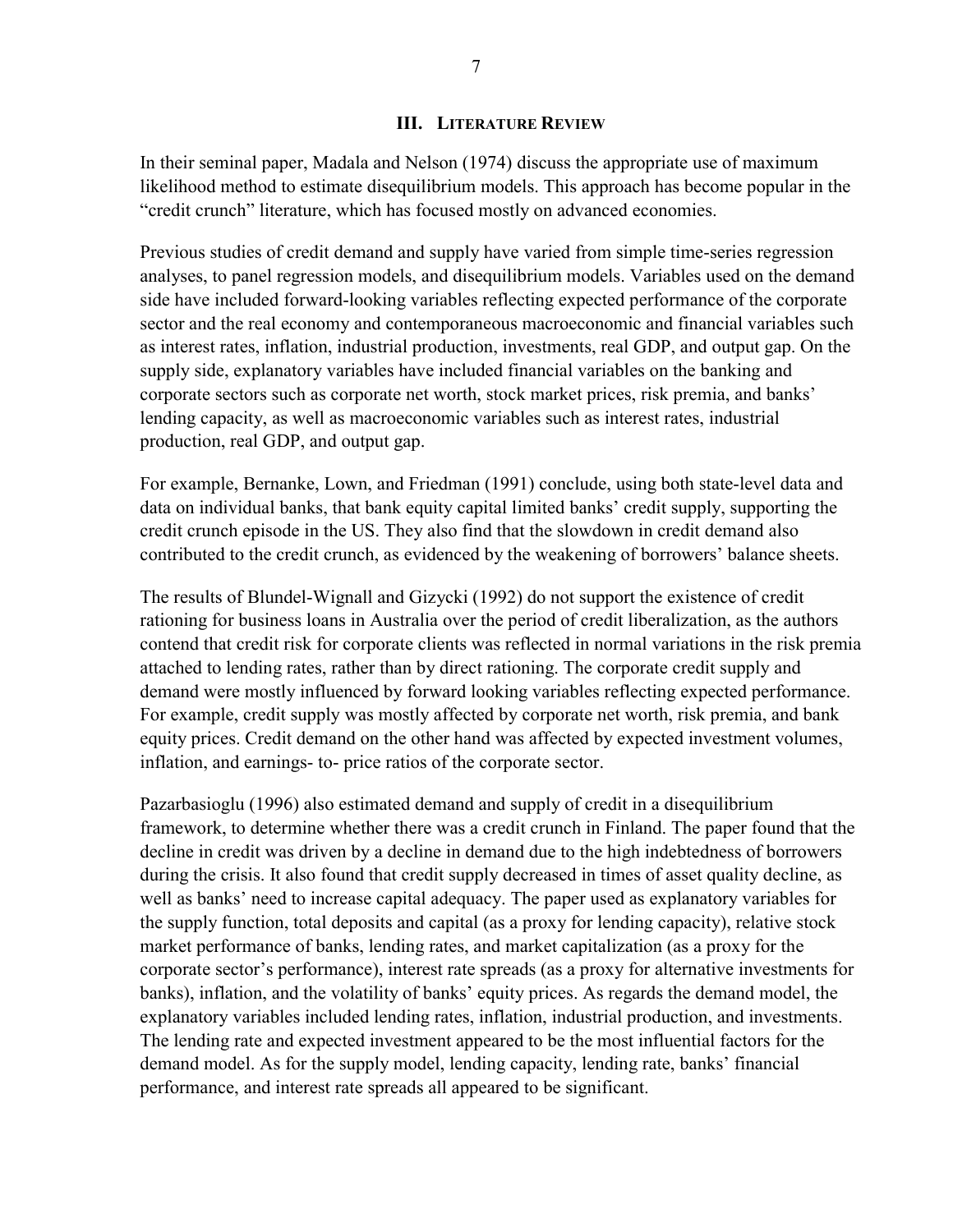## III. LITERATURE REVIEW

In their seminal paper, Madala and Nelson (1974) discuss the appropriate use of maximum likelihood method to estimate disequilibrium models. This approach has become popular in the "credit crunch" literature, which has focused mostly on advanced economies.

Previous studies of credit demand and supply have varied from simple time-series regression analyses, to panel regression models, and disequilibrium models. Variables used on the demand side have included forward-looking variables reflecting expected performance of the corporate sector and the real economy and contemporaneous macroeconomic and financial variables such as interest rates, inflation, industrial production, investments, real GDP, and output gap. On the supply side, explanatory variables have included financial variables on the banking and corporate sectors such as corporate net worth, stock market prices, risk premia, and banks' lending capacity, as well as macroeconomic variables such as interest rates, industrial production, real GDP, and output gap.

For example, Bernanke, Lown, and Friedman (1991) conclude, using both state-level data and data on individual banks, that bank equity capital limited banks' credit supply, supporting the credit crunch episode in the US. They also find that the slowdown in credit demand also contributed to the credit crunch, as evidenced by the weakening of borrowers' balance sheets.

The results of Blundel-Wignall and Gizycki (1992) do not support the existence of credit rationing for business loans in Australia over the period of credit liberalization, as the authors contend that credit risk for corporate clients was reflected in normal variations in the risk premia attached to lending rates, rather than by direct rationing. The corporate credit supply and demand were mostly influenced by forward looking variables reflecting expected performance. For example, credit supply was mostly affected by corporate net worth, risk premia, and bank equity prices. Credit demand on the other hand was affected by expected investment volumes, inflation, and earnings- to- price ratios of the corporate sector.

Pazarbasioglu (1996) also estimated demand and supply of credit in a disequilibrium framework, to determine whether there was a credit crunch in Finland. The paper found that the decline in credit was driven by a decline in demand due to the high indebtedness of borrowers during the crisis. It also found that credit supply decreased in times of asset quality decline, as well as banks' need to increase capital adequacy. The paper used as explanatory variables for the supply function, total deposits and capital (as a proxy for lending capacity), relative stock market performance of banks, lending rates, and market capitalization (as a proxy for the corporate sector's performance), interest rate spreads (as a proxy for alternative investments for banks), inflation, and the volatility of banks' equity prices. As regards the demand model, the explanatory variables included lending rates, inflation, industrial production, and investments. The lending rate and expected investment appeared to be the most influential factors for the demand model. As for the supply model, lending capacity, lending rate, banks' financial performance, and interest rate spreads all appeared to be significant.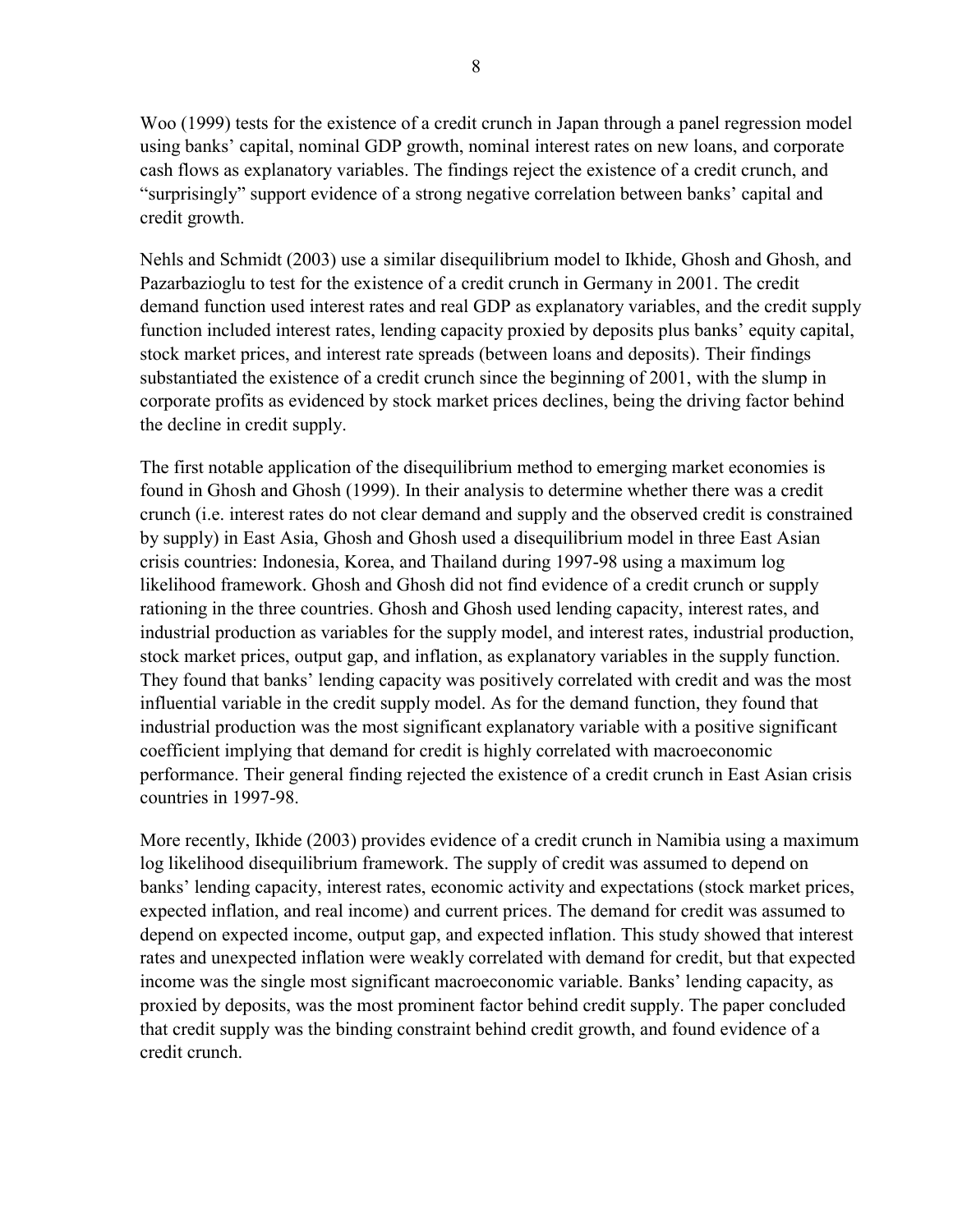Woo (1999) tests for the existence of a credit crunch in Japan through a panel regression model using banks' capital, nominal GDP growth, nominal interest rates on new loans, and corporate cash flows as explanatory variables. The findings reject the existence of a credit crunch, and "surprisingly" support evidence of a strong negative correlation between banks' capital and credit growth.

Nehls and Schmidt (2003) use a similar disequilibrium model to Ikhide, Ghosh and Ghosh, and Pazarbazioglu to test for the existence of a credit crunch in Germany in 2001. The credit demand function used interest rates and real GDP as explanatory variables, and the credit supply function included interest rates, lending capacity proxied by deposits plus banks' equity capital, stock market prices, and interest rate spreads (between loans and deposits). Their findings substantiated the existence of a credit crunch since the beginning of 2001, with the slump in corporate profits as evidenced by stock market prices declines, being the driving factor behind the decline in credit supply.

The first notable application of the disequilibrium method to emerging market economies is found in Ghosh and Ghosh (1999). In their analysis to determine whether there was a credit crunch (i.e. interest rates do not clear demand and supply and the observed credit is constrained by supply) in East Asia, Ghosh and Ghosh used a disequilibrium model in three East Asian crisis countries: Indonesia, Korea, and Thailand during 1997-98 using a maximum log likelihood framework. Ghosh and Ghosh did not find evidence of a credit crunch or supply rationing in the three countries. Ghosh and Ghosh used lending capacity, interest rates, and industrial production as variables for the supply model, and interest rates, industrial production, stock market prices, output gap, and inflation, as explanatory variables in the supply function. They found that banks' lending capacity was positively correlated with credit and was the most influential variable in the credit supply model. As for the demand function, they found that industrial production was the most significant explanatory variable with a positive significant coefficient implying that demand for credit is highly correlated with macroeconomic performance. Their general finding rejected the existence of a credit crunch in East Asian crisis countries in 1997-98.

More recently, Ikhide (2003) provides evidence of a credit crunch in Namibia using a maximum log likelihood disequilibrium framework. The supply of credit was assumed to depend on banks' lending capacity, interest rates, economic activity and expectations (stock market prices, expected inflation, and real income) and current prices. The demand for credit was assumed to depend on expected income, output gap, and expected inflation. This study showed that interest rates and unexpected inflation were weakly correlated with demand for credit, but that expected income was the single most significant macroeconomic variable. Banks' lending capacity, as proxied by deposits, was the most prominent factor behind credit supply. The paper concluded that credit supply was the binding constraint behind credit growth, and found evidence of a credit crunch.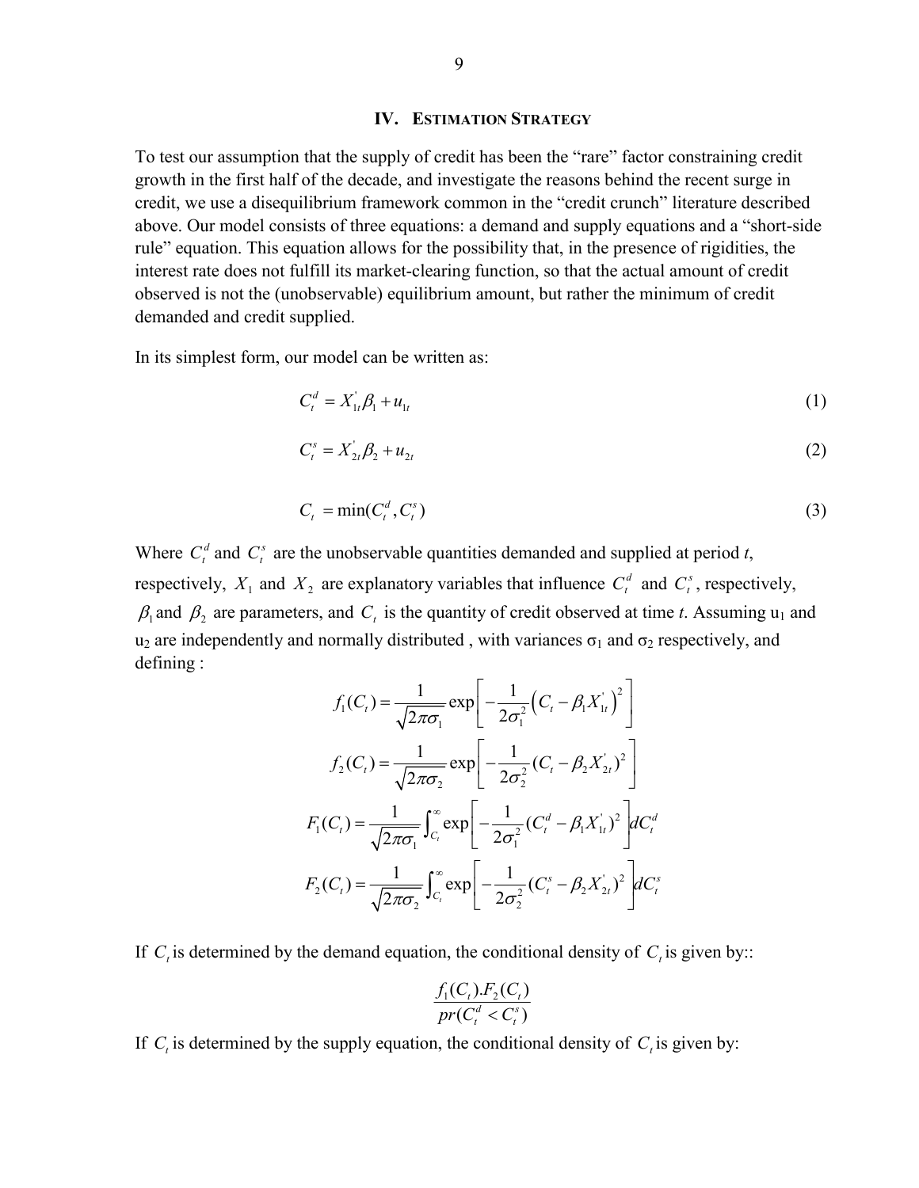## IV. Estimation Strategy

To test our assumption that the supply of credit has been the "rare" factor constraining credit growth in the first half of the decade, and investigate the reasons behind the recent surge in credit, we use a disequilibrium framework common in the "credit crunch" literature described above. Our model consists of three equations: a demand and supply equations and a "short-side rule" equation. This equation allows for the possibility that, in the presence of rigidities, the interest rate does not fulfill its market-clearing function, so that the actual amount of credit observed is not the (unobservable) equilibrium amount, but rather the minimum of credit demanded and credit supplied.

In its simplest form, our model can be written as:

$$C_t^d = X_{1t}^{'}\beta_1 + u_{1t} \tag{1}$$

$$C_t^s = X_{2t}^{'}\beta_2 + u_{2t} \tag{2}$$

$$C_t = \min(C_t^d, C_t^s) \tag{3}$$

Where $C_t^d$ and $C_t^s$ are the unobservable quantities demanded and supplied at period *t*, respectively, $X_1$ and $X_2$ are explanatory variables that influence $C_t^d$ and $C_t^s$, respectively, $\beta_1$ and $\beta_2$ are parameters, and $C_t$ is the quantity of credit observed at time *t*. Assuming $u_1$ and $u_2$ are independently and normally distributed , with variances $\sigma_1$ and $\sigma_2$ respectively, and defining :

$$f_1(C_t) = \frac{1}{\sqrt{2\pi\sigma_1}} \exp\left[ -\frac{1}{2\sigma_1^2}\left(C_t - \beta_1 X_{1t}^{'}\right)^2 \right]$$

$$f_2(C_t) = \frac{1}{\sqrt{2\pi\sigma_2}} \exp\left[ -\frac{1}{2\sigma_2^2}(C_t - \beta_2 X_{2t}^{'})^2 \right]$$

$$F_1(C_t) = \frac{1}{\sqrt{2\pi\sigma_1}} \int_{C_t}^{\infty} \exp\left[ -\frac{1}{2\sigma_1^2}(C_t^d - \beta_1 X_{1t}^{'})^2 \right] dC_t^d$$

$$F_2(C_t) = \frac{1}{\sqrt{2\pi\sigma_2}} \int_{C_t}^{\infty} \exp\left[ -\frac{1}{2\sigma_2^2}(C_t^s - \beta_2 X_{2t}^{'})^2 \right] dC_t^s$$

If $C_t$ is determined by the demand equation, the conditional density of $C_t$ is given by::

$$\frac{f_1(C_t).F_2(C_t)}{pr(C_t^d < C_t^s)}$$

If $C_t$ is determined by the supply equation, the conditional density of $C_t$ is given by: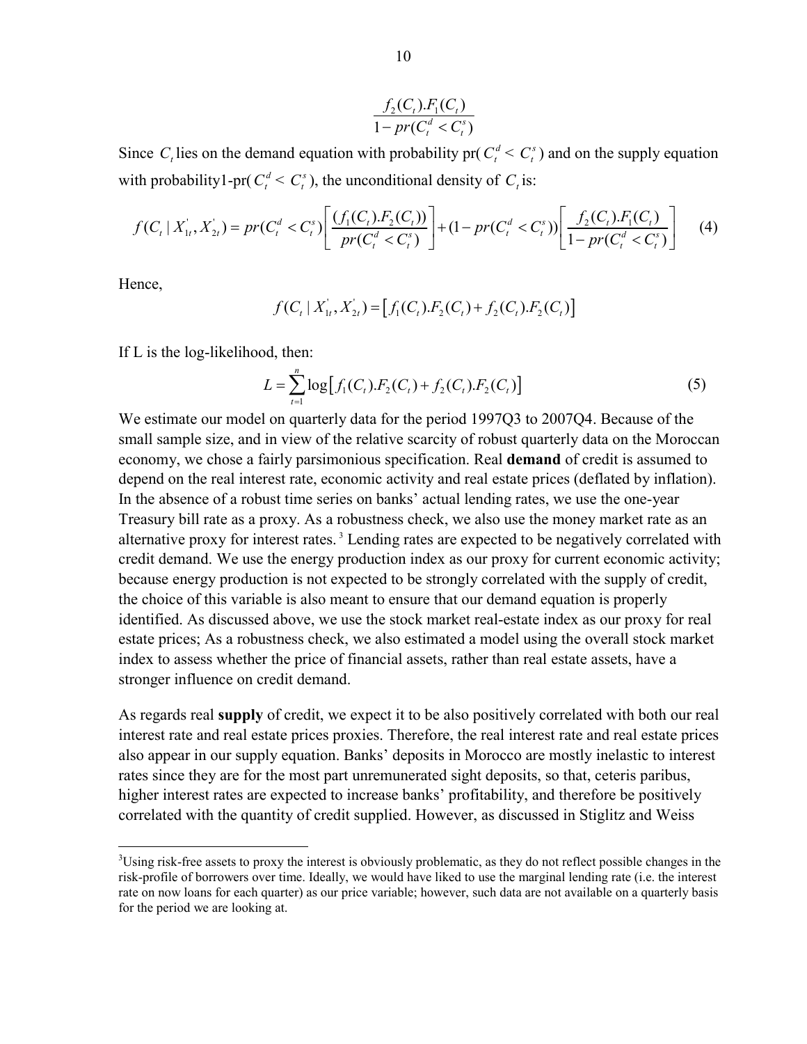$$\frac{f_2(C_t).F_1(C_t)}{1 - pr(C_t^d < C_t^s)}$$

Since $C_t$ lies on the demand equation with probability pr( $C_t^d < C_t^s$ ) and on the supply equation with probability1-pr( $C_t^d < C_t^s$ ), the unconditional density of $C_t$ is:

$$f(C_t \mid X_{1t}^{'}, X_{2t}^{'}) = pr(C_t^d < C_t^s)\left[\frac{(f_1(C_t).F_2(C_t))}{pr(C_t^d < C_t^s)}\right] + (1 - pr(C_t^d < C_t^s))\left[\frac{f_2(C_t).F_1(C_t)}{1 - pr(C_t^d < C_t^s)}\right] \quad (4)$$

Hence,

$$f(C_t \mid X_{1t}^{'}, X_{2t}^{'}) = \left[f_1(C_t).F_2(C_t) + f_2(C_t).F_2(C_t)\right]$$

If L is the log-likelihood, then:

$$L = \sum_{t=1}^{n} \log\left[f_1(C_t).F_2(C_t) + f_2(C_t).F_2(C_t)\right] \quad (5)$$

We estimate our model on quarterly data for the period 1997Q3 to 2007Q4. Because of the small sample size, and in view of the relative scarcity of robust quarterly data on the Moroccan economy, we chose a fairly parsimonious specification. Real **demand** of credit is assumed to depend on the real interest rate, economic activity and real estate prices (deflated by inflation). In the absence of a robust time series on banks' actual lending rates, we use the one-year Treasury bill rate as a proxy. As a robustness check, we also use the money market rate as an alternative proxy for interest rates. [3] Lending rates are expected to be negatively correlated with credit demand. We use the energy production index as our proxy for current economic activity; because energy production is not expected to be strongly correlated with the supply of credit, the choice of this variable is also meant to ensure that our demand equation is properly identified. As discussed above, we use the stock market real-estate index as our proxy for real estate prices; As a robustness check, we also estimated a model using the overall stock market index to assess whether the price of financial assets, rather than real estate assets, have a stronger influence on credit demand.

As regards real **supply** of credit, we expect it to be also positively correlated with both our real interest rate and real estate prices proxies. Therefore, the real interest rate and real estate prices also appear in our supply equation. Banks' deposits in Morocco are mostly inelastic to interest rates since they are for the most part unremunerated sight deposits, so that, ceteris paribus, higher interest rates are expected to increase banks' profitability, and therefore be positively correlated with the quantity of credit supplied. However, as discussed in Stiglitz and Weiss

[3] Using risk-free assets to proxy the interest is obviously problematic, as they do not reflect possible changes in the risk-profile of borrowers over time. Ideally, we would have liked to use the marginal lending rate (i.e. the interest rate on now loans for each quarter) as our price variable; however, such data are not available on a quarterly basis for the period we are looking at.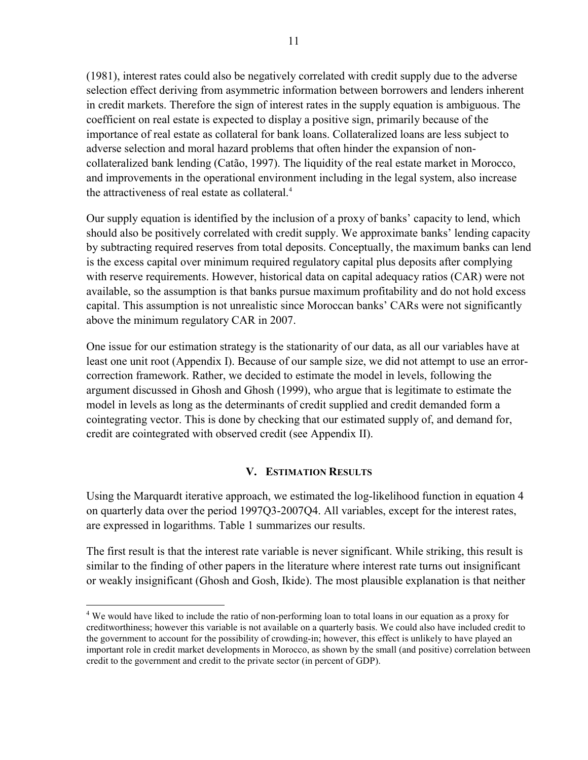(1981), interest rates could also be negatively correlated with credit supply due to the adverse selection effect deriving from asymmetric information between borrowers and lenders inherent in credit markets. Therefore the sign of interest rates in the supply equation is ambiguous. The coefficient on real estate is expected to display a positive sign, primarily because of the importance of real estate as collateral for bank loans. Collateralized loans are less subject to adverse selection and moral hazard problems that often hinder the expansion of non-collateralized bank lending (Catão, 1997). The liquidity of the real estate market in Morocco, and improvements in the operational environment including in the legal system, also increase the attractiveness of real estate as collateral.[4]

Our supply equation is identified by the inclusion of a proxy of banks' capacity to lend, which should also be positively correlated with credit supply. We approximate banks' lending capacity by subtracting required reserves from total deposits. Conceptually, the maximum banks can lend is the excess capital over minimum required regulatory capital plus deposits after complying with reserve requirements. However, historical data on capital adequacy ratios (CAR) were not available, so the assumption is that banks pursue maximum profitability and do not hold excess capital. This assumption is not unrealistic since Moroccan banks' CARs were not significantly above the minimum regulatory CAR in 2007.

One issue for our estimation strategy is the stationarity of our data, as all our variables have at least one unit root (Appendix I). Because of our sample size, we did not attempt to use an error-correction framework. Rather, we decided to estimate the model in levels, following the argument discussed in Ghosh and Ghosh (1999), who argue that is legitimate to estimate the model in levels as long as the determinants of credit supplied and credit demanded form a cointegrating vector. This is done by checking that our estimated supply of, and demand for, credit are cointegrated with observed credit (see Appendix II).

## V. Estimation Results

Using the Marquardt iterative approach, we estimated the log-likelihood function in equation 4 on quarterly data over the period 1997Q3-2007Q4. All variables, except for the interest rates, are expressed in logarithms. Table 1 summarizes our results.

The first result is that the interest rate variable is never significant. While striking, this result is similar to the finding of other papers in the literature where interest rate turns out insignificant or weakly insignificant (Ghosh and Gosh, Ikide). The most plausible explanation is that neither

[4] We would have liked to include the ratio of non-performing loan to total loans in our equation as a proxy for creditworthiness; however this variable is not available on a quarterly basis. We could also have included credit to the government to account for the possibility of crowding-in; however, this effect is unlikely to have played an important role in credit market developments in Morocco, as shown by the small (and positive) correlation between credit to the government and credit to the private sector (in percent of GDP).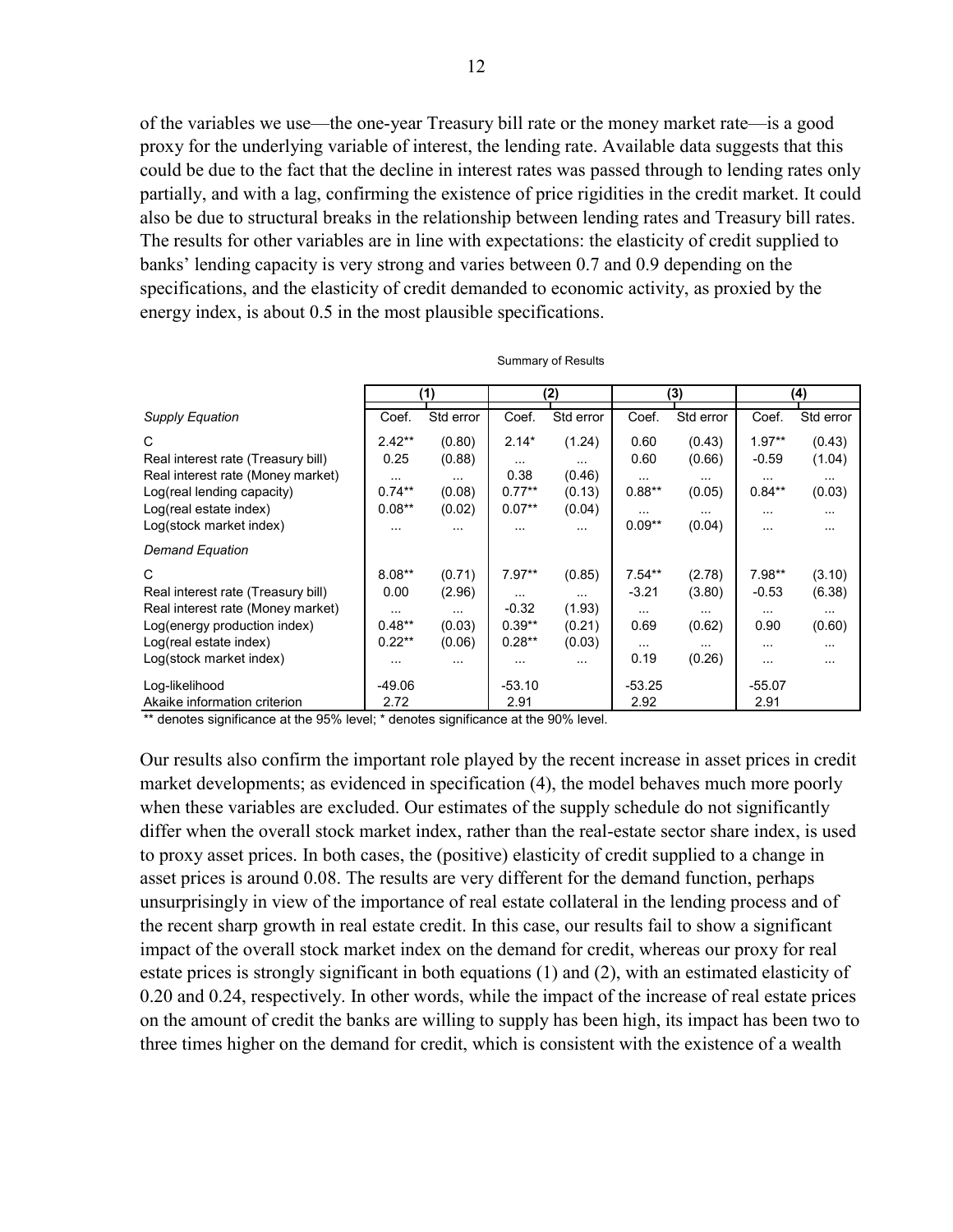of the variables we use—the one-year Treasury bill rate or the money market rate—is a good proxy for the underlying variable of interest, the lending rate. Available data suggests that this could be due to the fact that the decline in interest rates was passed through to lending rates only partially, and with a lag, confirming the existence of price rigidities in the credit market. It could also be due to structural breaks in the relationship between lending rates and Treasury bill rates. The results for other variables are in line with expectations: the elasticity of credit supplied to banks' lending capacity is very strong and varies between 0.7 and 0.9 depending on the specifications, and the elasticity of credit demanded to economic activity, as proxied by the energy index, is about 0.5 in the most plausible specifications.

Summary of Results

| | (1) | | (2) | | (3) | | (4) | |
|---|---|---|---|---|---|---|---|---|
| *Supply Equation* | Coef. | Std error | Coef. | Std error | Coef. | Std error | Coef. | Std error |
| C | 2.42** | (0.80) | 2.14* | (1.24) | 0.60 | (0.43) | 1.97** | (0.43) |
| Real interest rate (Treasury bill) | 0.25 | (0.88) | ... | ... | 0.60 | (0.66) | -0.59 | (1.04) |
| Real interest rate (Money market) | ... | ... | 0.38 | (0.46) | ... | ... | ... | ... |
| Log(real lending capacity) | 0.74** | (0.08) | 0.77** | (0.13) | 0.88** | (0.05) | 0.84** | (0.03) |
| Log(real estate index) | 0.08** | (0.02) | 0.07** | (0.04) | ... | ... | ... | ... |
| Log(stock market index) | ... | ... | ... | ... | 0.09** | (0.04) | ... | ... |
| *Demand Equation* | | | | | | | | |
| C | 8.08** | (0.71) | 7.97** | (0.85) | 7.54** | (2.78) | 7.98** | (3.10) |
| Real interest rate (Treasury bill) | 0.00 | (2.96) | ... | ... | -3.21 | (3.80) | -0.53 | (6.38) |
| Real interest rate (Money market) | ... | ... | -0.32 | (1.93) | ... | ... | ... | ... |
| Log(energy production index) | 0.48** | (0.03) | 0.39** | (0.21) | 0.69 | (0.62) | 0.90 | (0.60) |
| Log(real estate index) | 0.22** | (0.06) | 0.28** | (0.03) | ... | ... | ... | ... |
| Log(stock market index) | ... | ... | ... | ... | 0.19 | (0.26) | ... | ... |
| Log-likelihood | -49.06 | | -53.10 | | -53.25 | | -55.07 | |
| Akaike information criterion | 2.72 | | 2.91 | | 2.92 | | 2.91 | |

** denotes significance at the 95% level; * denotes significance at the 90% level.

Our results also confirm the important role played by the recent increase in asset prices in credit market developments; as evidenced in specification (4), the model behaves much more poorly when these variables are excluded. Our estimates of the supply schedule do not significantly differ when the overall stock market index, rather than the real-estate sector share index, is used to proxy asset prices. In both cases, the (positive) elasticity of credit supplied to a change in asset prices is around 0.08. The results are very different for the demand function, perhaps unsurprisingly in view of the importance of real estate collateral in the lending process and of the recent sharp growth in real estate credit. In this case, our results fail to show a significant impact of the overall stock market index on the demand for credit, whereas our proxy for real estate prices is strongly significant in both equations (1) and (2), with an estimated elasticity of 0.20 and 0.24, respectively. In other words, while the impact of the increase of real estate prices on the amount of credit the banks are willing to supply has been high, its impact has been two to three times higher on the demand for credit, which is consistent with the existence of a wealth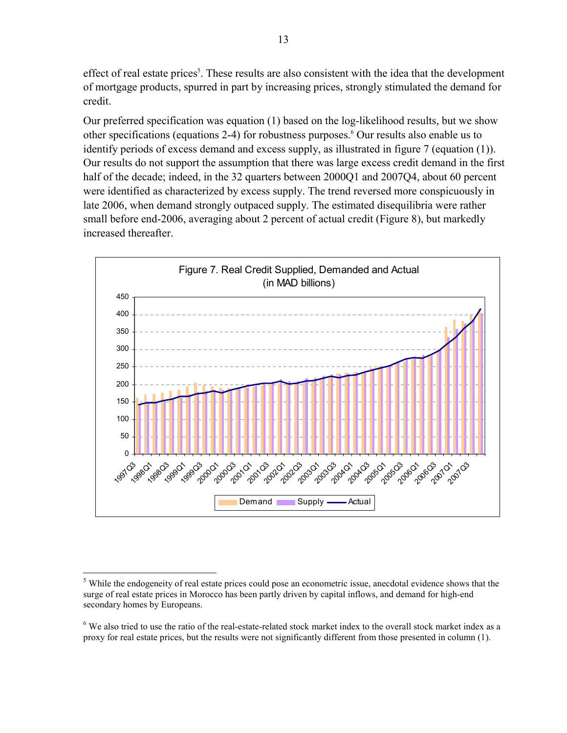effect of real estate prices[5]. These results are also consistent with the idea that the development of mortgage products, spurred in part by increasing prices, strongly stimulated the demand for credit.

Our preferred specification was equation (1) based on the log-likelihood results, but we show other specifications (equations 2-4) for robustness purposes.[6] Our results also enable us to identify periods of excess demand and excess supply, as illustrated in figure 7 (equation (1)). Our results do not support the assumption that there was large excess credit demand in the first half of the decade; indeed, in the 32 quarters between 2000Q1 and 2007Q4, about 60 percent were identified as characterized by excess supply. The trend reversed more conspicuously in late 2006, when demand strongly outpaced supply. The estimated disequilibria were rather small before end-2006, averaging about 2 percent of actual credit (Figure 8), but markedly increased thereafter.

Figure 7. Real Credit Supplied, Demanded and Actual (in MAD billions)

---

[5] While the endogeneity of real estate prices could pose an econometric issue, anecdotal evidence shows that the surge of real estate prices in Morocco has been partly driven by capital inflows, and demand for high-end secondary homes by Europeans.

[6] We also tried to use the ratio of the real-estate-related stock market index to the overall stock market index as a proxy for real estate prices, but the results were not significantly different from those presented in column (1).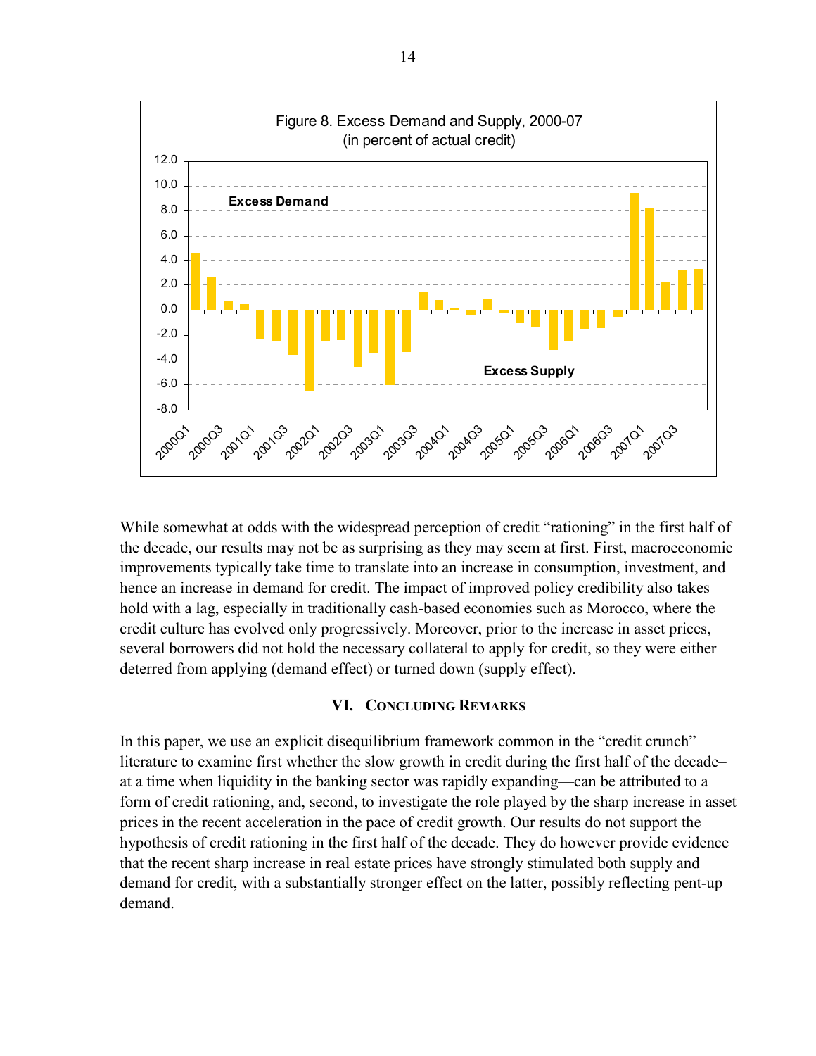Figure 8. Excess Demand and Supply, 2000-07
(in percent of actual credit)

While somewhat at odds with the widespread perception of credit "rationing" in the first half of the decade, our results may not be as surprising as they may seem at first. First, macroeconomic improvements typically take time to translate into an increase in consumption, investment, and hence an increase in demand for credit. The impact of improved policy credibility also takes hold with a lag, especially in traditionally cash-based economies such as Morocco, where the credit culture has evolved only progressively. Moreover, prior to the increase in asset prices, several borrowers did not hold the necessary collateral to apply for credit, so they were either deterred from applying (demand effect) or turned down (supply effect).

## VI. Concluding Remarks

In this paper, we use an explicit disequilibrium framework common in the "credit crunch" literature to examine first whether the slow growth in credit during the first half of the decade–at a time when liquidity in the banking sector was rapidly expanding—can be attributed to a form of credit rationing, and, second, to investigate the role played by the sharp increase in asset prices in the recent acceleration in the pace of credit growth. Our results do not support the hypothesis of credit rationing in the first half of the decade. They do however provide evidence that the recent sharp increase in real estate prices have strongly stimulated both supply and demand for credit, with a substantially stronger effect on the latter, possibly reflecting pent-up demand.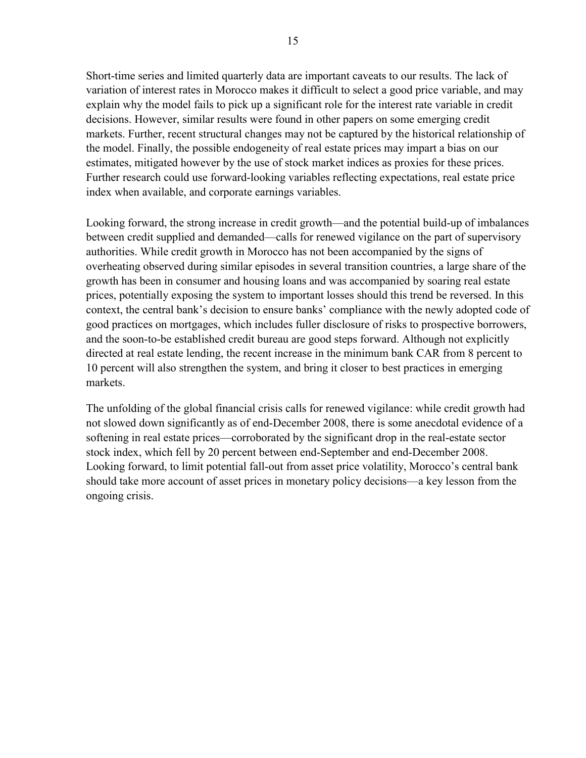Short-time series and limited quarterly data are important caveats to our results. The lack of variation of interest rates in Morocco makes it difficult to select a good price variable, and may explain why the model fails to pick up a significant role for the interest rate variable in credit decisions. However, similar results were found in other papers on some emerging credit markets. Further, recent structural changes may not be captured by the historical relationship of the model. Finally, the possible endogeneity of real estate prices may impart a bias on our estimates, mitigated however by the use of stock market indices as proxies for these prices. Further research could use forward-looking variables reflecting expectations, real estate price index when available, and corporate earnings variables.

Looking forward, the strong increase in credit growth—and the potential build-up of imbalances between credit supplied and demanded—calls for renewed vigilance on the part of supervisory authorities. While credit growth in Morocco has not been accompanied by the signs of overheating observed during similar episodes in several transition countries, a large share of the growth has been in consumer and housing loans and was accompanied by soaring real estate prices, potentially exposing the system to important losses should this trend be reversed. In this context, the central bank's decision to ensure banks' compliance with the newly adopted code of good practices on mortgages, which includes fuller disclosure of risks to prospective borrowers, and the soon-to-be established credit bureau are good steps forward. Although not explicitly directed at real estate lending, the recent increase in the minimum bank CAR from 8 percent to 10 percent will also strengthen the system, and bring it closer to best practices in emerging markets.

The unfolding of the global financial crisis calls for renewed vigilance: while credit growth had not slowed down significantly as of end-December 2008, there is some anecdotal evidence of a softening in real estate prices—corroborated by the significant drop in the real-estate sector stock index, which fell by 20 percent between end-September and end-December 2008. Looking forward, to limit potential fall-out from asset price volatility, Morocco's central bank should take more account of asset prices in monetary policy decisions—a key lesson from the ongoing crisis.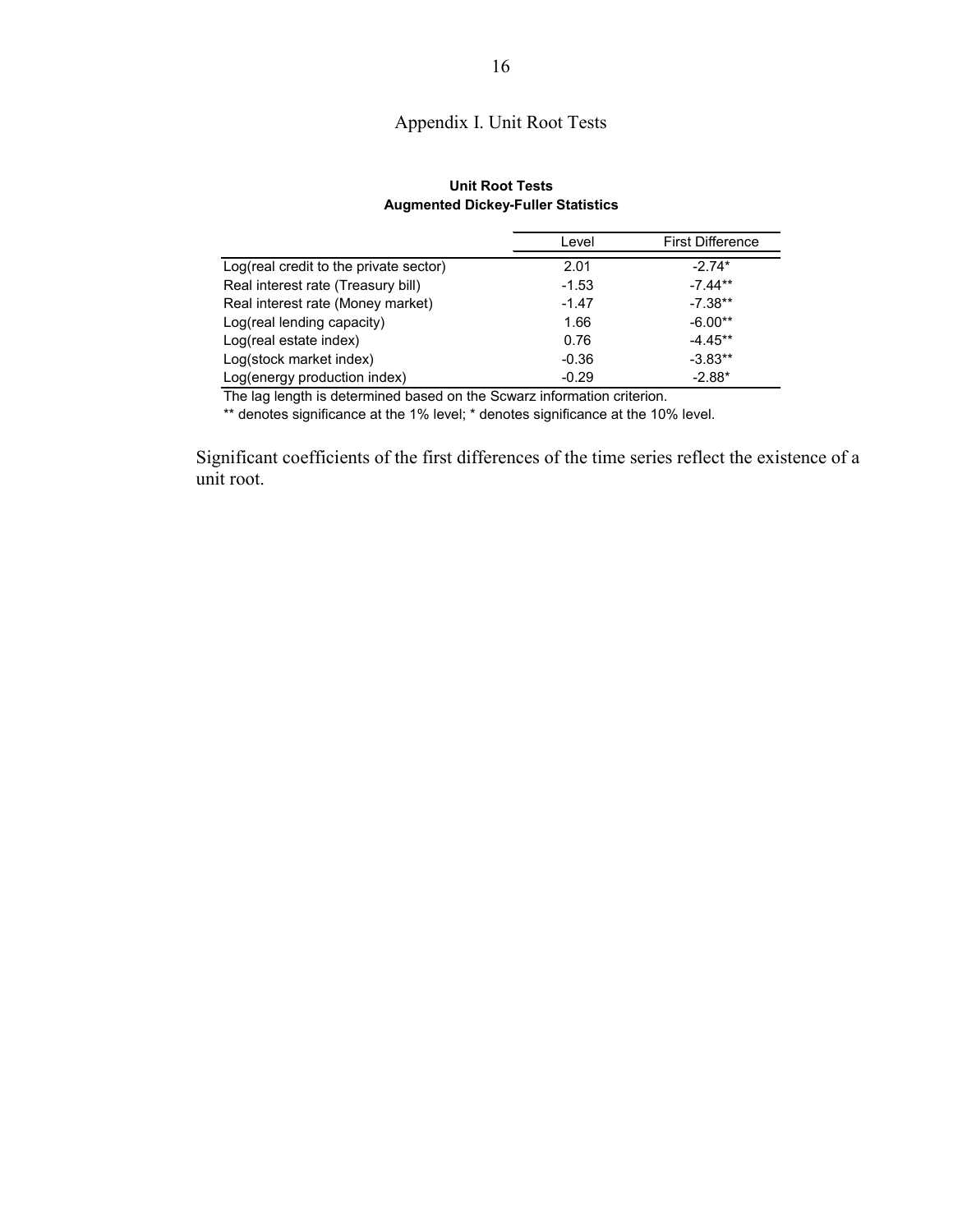# Appendix I. Unit Root Tests

**Unit Root Tests**
**Augmented Dickey-Fuller Statistics**

| | Level | First Difference |
|---|---|---|
| Log(real credit to the private sector) | 2.01 | -2.74* |
| Real interest rate (Treasury bill) | -1.53 | -7.44** |
| Real interest rate (Money market) | -1.47 | -7.38** |
| Log(real lending capacity) | 1.66 | -6.00** |
| Log(real estate index) | 0.76 | -4.45** |
| Log(stock market index) | -0.36 | -3.83** |
| Log(energy production index) | -0.29 | -2.88* |

The lag length is determined based on the Scwarz information criterion.

** denotes significance at the 1% level; * denotes significance at the 10% level.

Significant coefficients of the first differences of the time series reflect the existence of a unit root.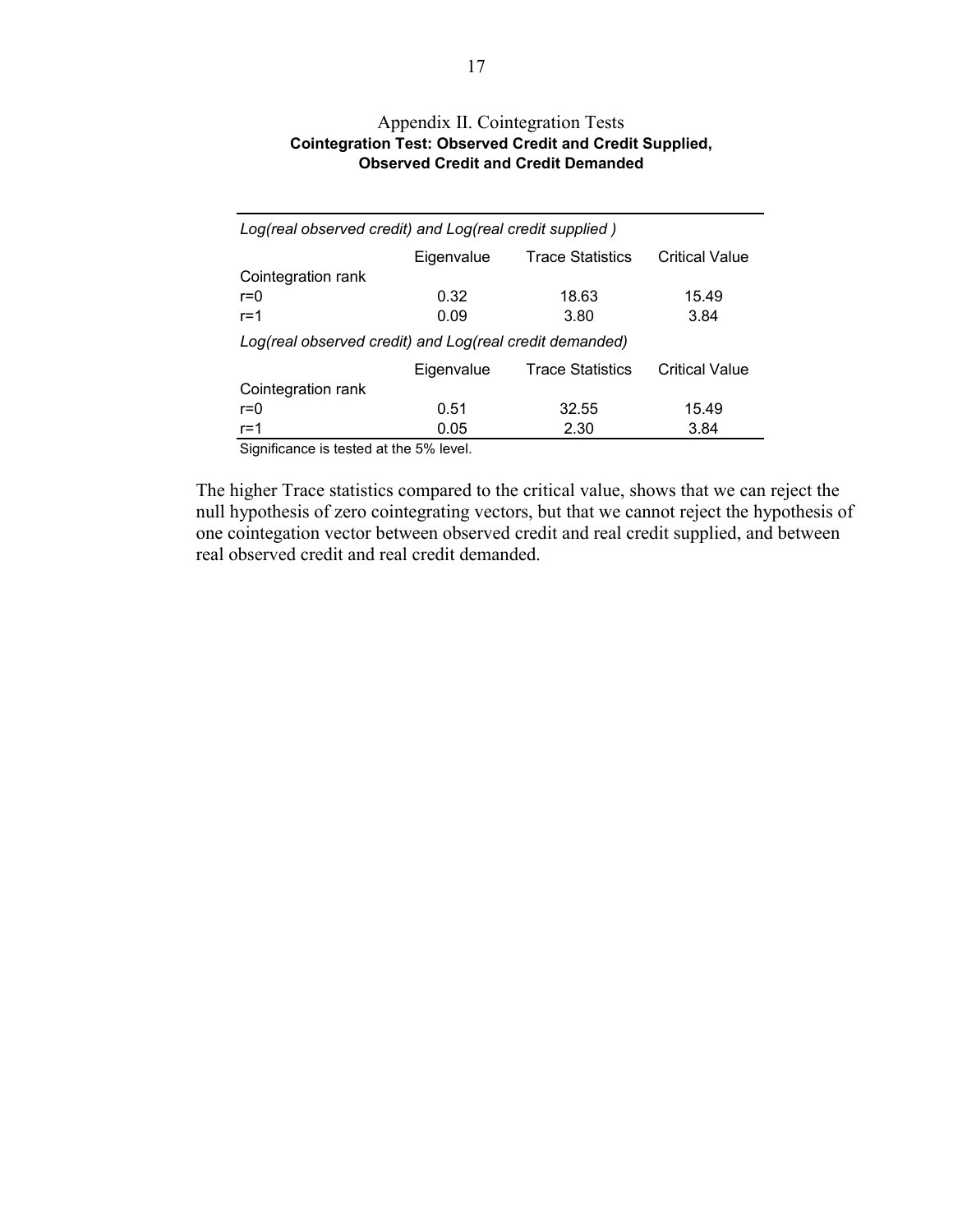## Appendix II. Cointegration Tests

**Cointegration Test: Observed Credit and Credit Supplied, Observed Credit and Credit Demanded**

| *Log(real observed credit) and Log(real credit supplied )* | | | |
|---|---|---|---|
| | Eigenvalue | Trace Statistics | Critical Value |
| Cointegration rank | | | |
| r=0 | 0.32 | 18.63 | 15.49 |
| r=1 | 0.09 | 3.80 | 3.84 |
| *Log(real observed credit) and Log(real credit demanded)* | | | |
| | Eigenvalue | Trace Statistics | Critical Value |
| Cointegration rank | | | |
| r=0 | 0.51 | 32.55 | 15.49 |
| r=1 | 0.05 | 2.30 | 3.84 |

Significance is tested at the 5% level.

The higher Trace statistics compared to the critical value, shows that we can reject the null hypothesis of zero cointegrating vectors, but that we cannot reject the hypothesis of one cointegration vector between observed credit and real credit supplied, and between real observed credit and real credit demanded.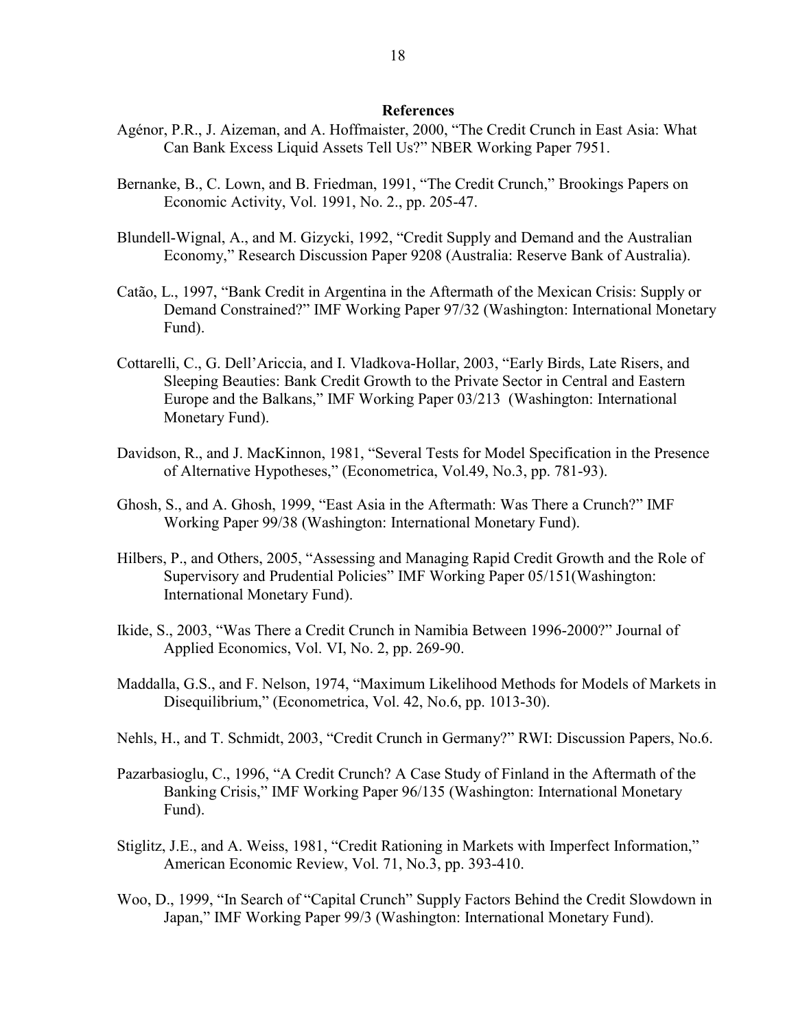## References

Agénor, P.R., J. Aizeman, and A. Hoffmaister, 2000, "The Credit Crunch in East Asia: What Can Bank Excess Liquid Assets Tell Us?" NBER Working Paper 7951.

Bernanke, B., C. Lown, and B. Friedman, 1991, "The Credit Crunch," Brookings Papers on Economic Activity, Vol. 1991, No. 2., pp. 205-47.

Blundell-Wignal, A., and M. Gizycki, 1992, "Credit Supply and Demand and the Australian Economy," Research Discussion Paper 9208 (Australia: Reserve Bank of Australia).

Catão, L., 1997, "Bank Credit in Argentina in the Aftermath of the Mexican Crisis: Supply or Demand Constrained?" IMF Working Paper 97/32 (Washington: International Monetary Fund).

Cottarelli, C., G. Dell'Ariccia, and I. Vladkova-Hollar, 2003, "Early Birds, Late Risers, and Sleeping Beauties: Bank Credit Growth to the Private Sector in Central and Eastern Europe and the Balkans," IMF Working Paper 03/213 (Washington: International Monetary Fund).

Davidson, R., and J. MacKinnon, 1981, "Several Tests for Model Specification in the Presence of Alternative Hypotheses," (Econometrica, Vol.49, No.3, pp. 781-93).

Ghosh, S., and A. Ghosh, 1999, "East Asia in the Aftermath: Was There a Crunch?" IMF Working Paper 99/38 (Washington: International Monetary Fund).

Hilbers, P., and Others, 2005, "Assessing and Managing Rapid Credit Growth and the Role of Supervisory and Prudential Policies" IMF Working Paper 05/151(Washington: International Monetary Fund).

Ikide, S., 2003, "Was There a Credit Crunch in Namibia Between 1996-2000?" Journal of Applied Economics, Vol. VI, No. 2, pp. 269-90.

Maddalla, G.S., and F. Nelson, 1974, "Maximum Likelihood Methods for Models of Markets in Disequilibrium," (Econometrica, Vol. 42, No.6, pp. 1013-30).

Nehls, H., and T. Schmidt, 2003, "Credit Crunch in Germany?" RWI: Discussion Papers, No.6.

Pazarbasioglu, C., 1996, "A Credit Crunch? A Case Study of Finland in the Aftermath of the Banking Crisis," IMF Working Paper 96/135 (Washington: International Monetary Fund).

Stiglitz, J.E., and A. Weiss, 1981, "Credit Rationing in Markets with Imperfect Information," American Economic Review, Vol. 71, No.3, pp. 393-410.

Woo, D., 1999, "In Search of "Capital Crunch" Supply Factors Behind the Credit Slowdown in Japan," IMF Working Paper 99/3 (Washington: International Monetary Fund).